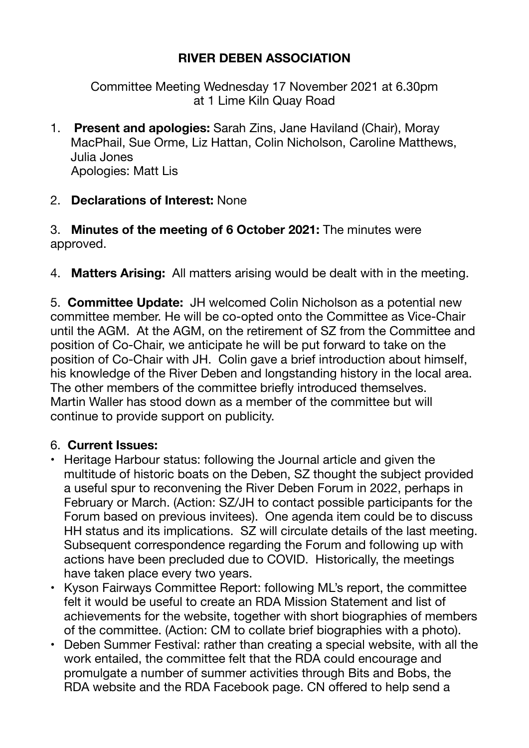**RIVER DEBEN ASSOCIATION**

Committee Meeting Wednesday 17 November 2021 at 6.30pm
at 1 Lime Kiln Quay Road

1. **Present and apologies:** Sarah Zins, Jane Haviland (Chair), Moray MacPhail, Sue Orme, Liz Hattan, Colin Nicholson, Caroline Matthews, Julia Jones
   Apologies: Matt Lis

2. **Declarations of Interest:** None

3. **Minutes of the meeting of 6 October 2021:** The minutes were approved.

4. **Matters Arising:** All matters arising would be dealt with in the meeting.

5. **Committee Update:** JH welcomed Colin Nicholson as a potential new committee member. He will be co-opted onto the Committee as Vice-Chair until the AGM. At the AGM, on the retirement of SZ from the Committee and position of Co-Chair, we anticipate he will be put forward to take on the position of Co-Chair with JH. Colin gave a brief introduction about himself, his knowledge of the River Deben and longstanding history in the local area. The other members of the committee briefly introduced themselves. Martin Waller has stood down as a member of the committee but will continue to provide support on publicity.

6. **Current Issues:**

- Heritage Harbour status: following the Journal article and given the multitude of historic boats on the Deben, SZ thought the subject provided a useful spur to reconvening the River Deben Forum in 2022, perhaps in February or March. (Action: SZ/JH to contact possible participants for the Forum based on previous invitees). One agenda item could be to discuss HH status and its implications. SZ will circulate details of the last meeting. Subsequent correspondence regarding the Forum and following up with actions have been precluded due to COVID. Historically, the meetings have taken place every two years.
- Kyson Fairways Committee Report: following ML's report, the committee felt it would be useful to create an RDA Mission Statement and list of achievements for the website, together with short biographies of members of the committee. (Action: CM to collate brief biographies with a photo).
- Deben Summer Festival: rather than creating a special website, with all the work entailed, the committee felt that the RDA could encourage and promulgate a number of summer activities through Bits and Bobs, the RDA website and the RDA Facebook page. CN offered to help send a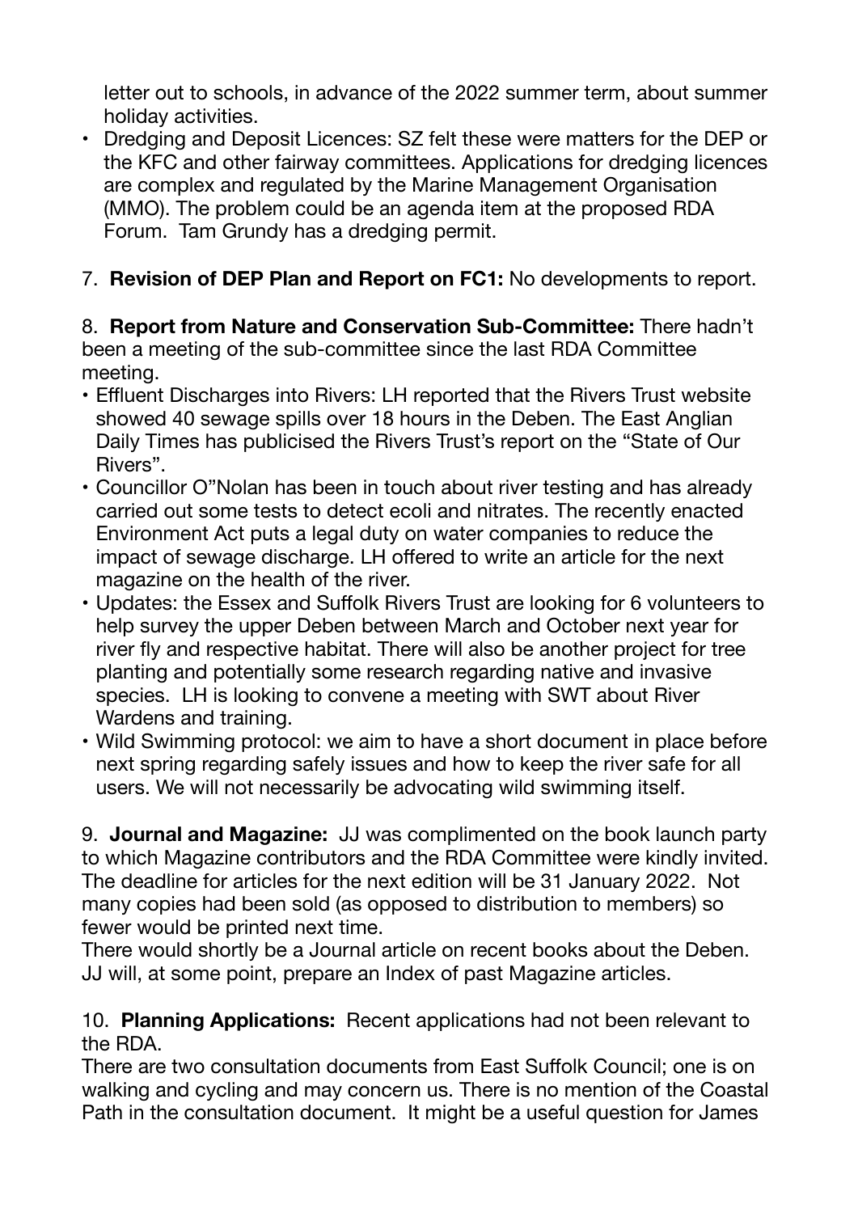letter out to schools, in advance of the 2022 summer term, about summer holiday activities.

- Dredging and Deposit Licences: SZ felt these were matters for the DEP or the KFC and other fairway committees. Applications for dredging licences are complex and regulated by the Marine Management Organisation (MMO). The problem could be an agenda item at the proposed RDA Forum. Tam Grundy has a dredging permit.

7. **Revision of DEP Plan and Report on FC1:** No developments to report.

8. **Report from Nature and Conservation Sub-Committee:** There hadn't been a meeting of the sub-committee since the last RDA Committee meeting.

- Effluent Discharges into Rivers: LH reported that the Rivers Trust website showed 40 sewage spills over 18 hours in the Deben. The East Anglian Daily Times has publicised the Rivers Trust's report on the "State of Our Rivers".
- Councillor O"Nolan has been in touch about river testing and has already carried out some tests to detect ecoli and nitrates. The recently enacted Environment Act puts a legal duty on water companies to reduce the impact of sewage discharge. LH offered to write an article for the next magazine on the health of the river.
- Updates: the Essex and Suffolk Rivers Trust are looking for 6 volunteers to help survey the upper Deben between March and October next year for river fly and respective habitat. There will also be another project for tree planting and potentially some research regarding native and invasive species. LH is looking to convene a meeting with SWT about River Wardens and training.
- Wild Swimming protocol: we aim to have a short document in place before next spring regarding safely issues and how to keep the river safe for all users. We will not necessarily be advocating wild swimming itself.

9. **Journal and Magazine:** JJ was complimented on the book launch party to which Magazine contributors and the RDA Committee were kindly invited. The deadline for articles for the next edition will be 31 January 2022. Not many copies had been sold (as opposed to distribution to members) so fewer would be printed next time.
There would shortly be a Journal article on recent books about the Deben. JJ will, at some point, prepare an Index of past Magazine articles.

10. **Planning Applications:** Recent applications had not been relevant to the RDA.
There are two consultation documents from East Suffolk Council; one is on walking and cycling and may concern us. There is no mention of the Coastal Path in the consultation document. It might be a useful question for James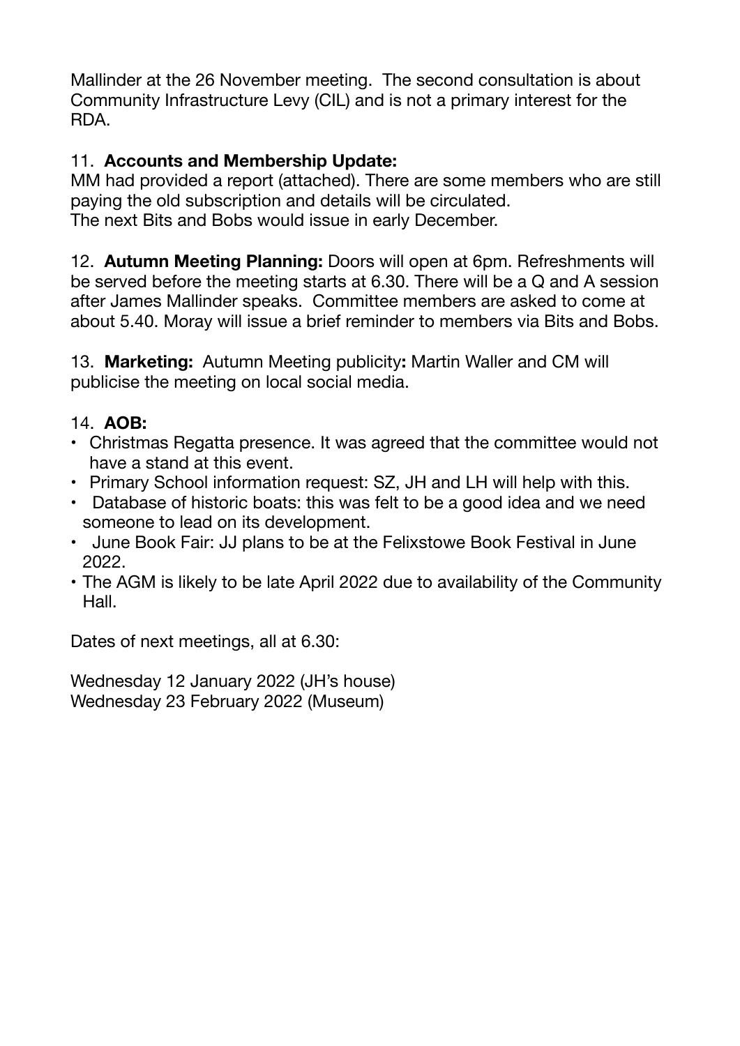Mallinder at the 26 November meeting. The second consultation is about Community Infrastructure Levy (CIL) and is not a primary interest for the RDA.

11. **Accounts and Membership Update:**
MM had provided a report (attached). There are some members who are still paying the old subscription and details will be circulated.
The next Bits and Bobs would issue in early December.

12. **Autumn Meeting Planning:** Doors will open at 6pm. Refreshments will be served before the meeting starts at 6.30. There will be a Q and A session after James Mallinder speaks. Committee members are asked to come at about 5.40. Moray will issue a brief reminder to members via Bits and Bobs.

13. **Marketing:** Autumn Meeting publicity**:** Martin Waller and CM will publicise the meeting on local social media.

14. **AOB:**

- Christmas Regatta presence. It was agreed that the committee would not have a stand at this event.
- Primary School information request: SZ, JH and LH will help with this.
- Database of historic boats: this was felt to be a good idea and we need someone to lead on its development.
- June Book Fair: JJ plans to be at the Felixstowe Book Festival in June 2022.
- The AGM is likely to be late April 2022 due to availability of the Community Hall.

Dates of next meetings, all at 6.30:

Wednesday 12 January 2022 (JH's house)
Wednesday 23 February 2022 (Museum)